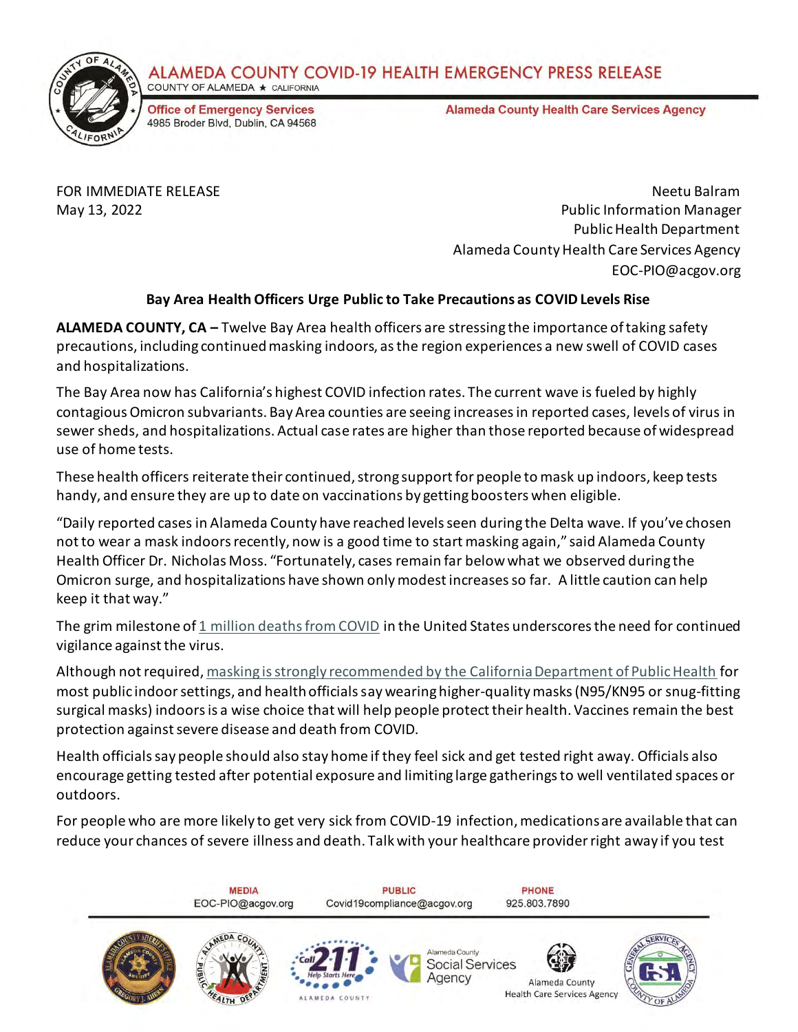# ALAMEDA COUNTY COVID-19 HEALTH EMERGENCY PRESS RELEASE

COUNTY OF ALAMEDA ★ CALIFORNIA

**Office of Emergency Services**
4985 Broder Blvd, Dublin, CA 94568

**Alameda County Health Care Services Agency**

FOR IMMEDIATE RELEASE
May 13, 2022

Neetu Balram
Public Information Manager
Public Health Department
Alameda County Health Care Services Agency
EOC-PIO@acgov.org

## Bay Area Health Officers Urge Public to Take Precautions as COVID Levels Rise

**ALAMEDA COUNTY, CA –** Twelve Bay Area health officers are stressing the importance of taking safety precautions, including continued masking indoors, as the region experiences a new swell of COVID cases and hospitalizations.

The Bay Area now has California's highest COVID infection rates. The current wave is fueled by highly contagious Omicron subvariants. Bay Area counties are seeing increases in reported cases, levels of virus in sewer sheds, and hospitalizations. Actual case rates are higher than those reported because of widespread use of home tests.

These health officers reiterate their continued, strong support for people to mask up indoors, keep tests handy, and ensure they are up to date on vaccinations by getting boosters when eligible.

"Daily reported cases in Alameda County have reached levels seen during the Delta wave. If you've chosen not to wear a mask indoors recently, now is a good time to start masking again," said Alameda County Health Officer Dr. Nicholas Moss. "Fortunately, cases remain far below what we observed during the Omicron surge, and hospitalizations have shown only modest increases so far. A little caution can help keep it that way."

The grim milestone of 1 million deaths from COVID in the United States underscores the need for continued vigilance against the virus.

Although not required, masking is strongly recommended by the California Department of Public Health for most public indoor settings, and health officials say wearing higher-quality masks (N95/KN95 or snug-fitting surgical masks) indoors is a wise choice that will help people protect their health. Vaccines remain the best protection against severe disease and death from COVID.

Health officials say people should also stay home if they feel sick and get tested right away. Officials also encourage getting tested after potential exposure and limiting large gatherings to well ventilated spaces or outdoors.

For people who are more likely to get very sick from COVID-19 infection, medications are available that can reduce your chances of severe illness and death. Talk with your healthcare provider right away if you test

**MEDIA** EOC-PIO@acgov.org | **PUBLIC** Covid19compliance@acgov.org | **PHONE** 925.803.7890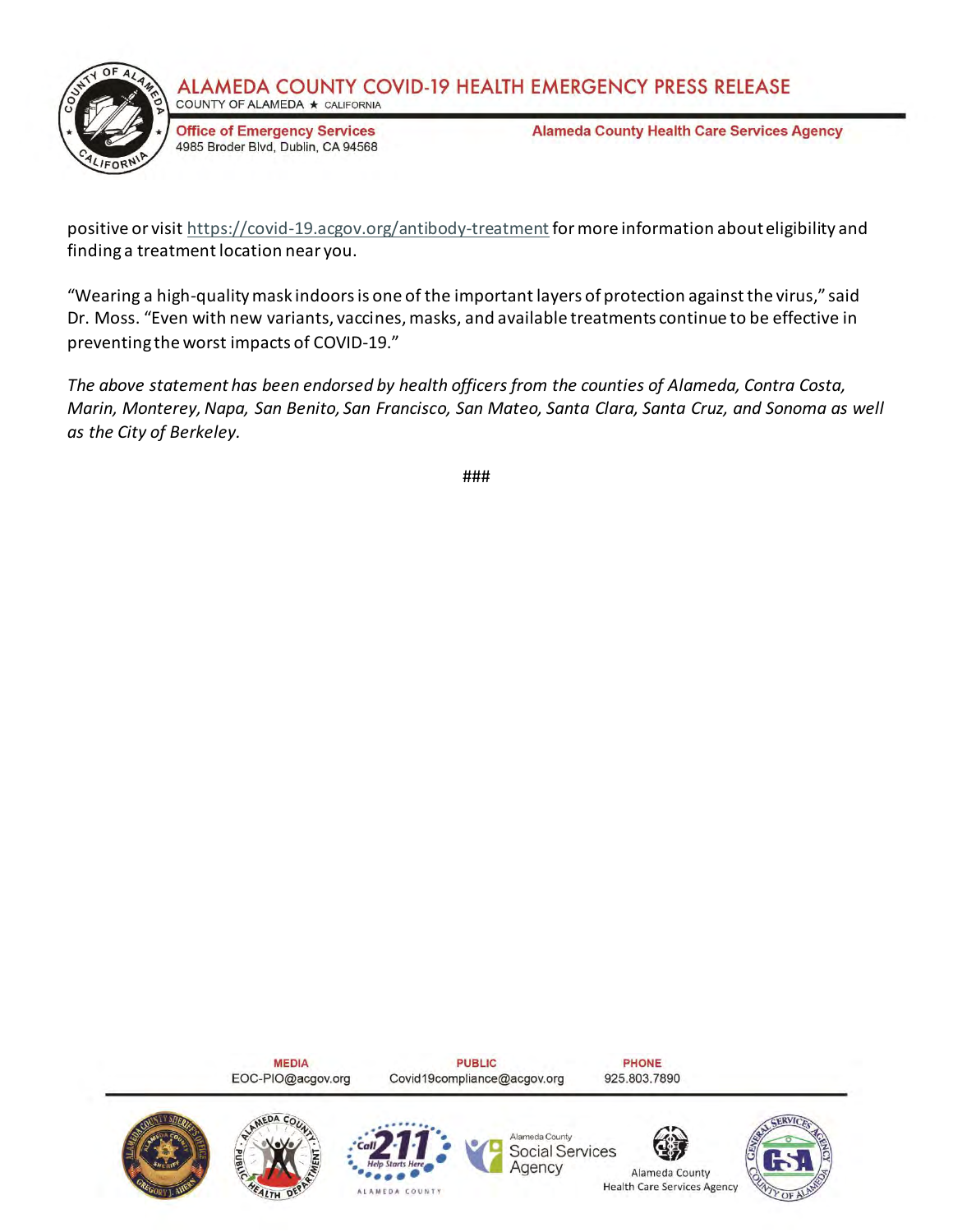positive or visit https://covid-19.acgov.org/antibody-treatment for more information about eligibility and finding a treatment location near you.

"Wearing a high-quality mask indoors is one of the important layers of protection against the virus," said Dr. Moss. "Even with new variants, vaccines, masks, and available treatments continue to be effective in preventing the worst impacts of COVID-19."

*The above statement has been endorsed by health officers from the counties of Alameda, Contra Costa, Marin, Monterey, Napa, San Benito, San Francisco, San Mateo, Santa Clara, Santa Cruz, and Sonoma as well as the City of Berkeley.*

###